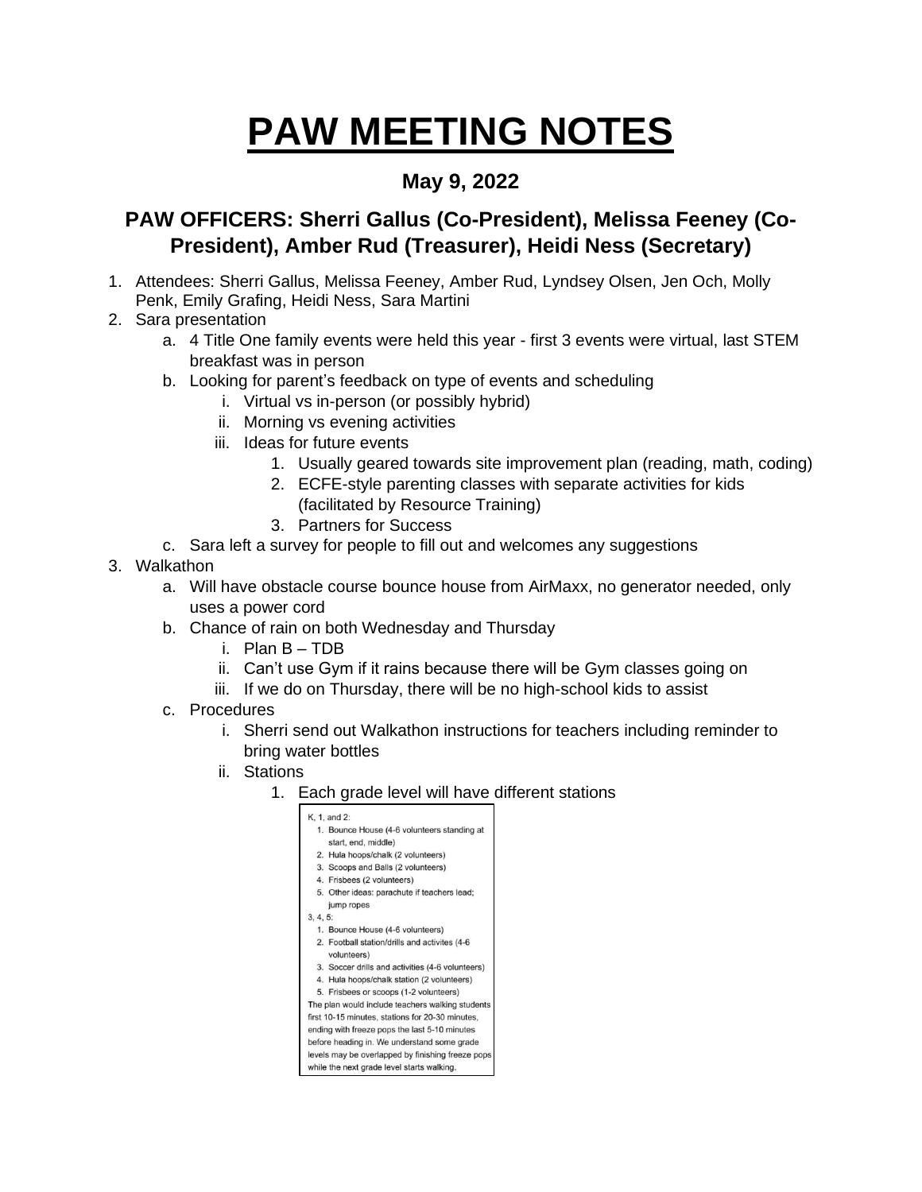# PAW MEETING NOTES

### May 9, 2022

### PAW OFFICERS: Sherri Gallus (Co-President), Melissa Feeney (Co-President), Amber Rud (Treasurer), Heidi Ness (Secretary)

1. Attendees: Sherri Gallus, Melissa Feeney, Amber Rud, Lyndsey Olsen, Jen Och, Molly Penk, Emily Grafing, Heidi Ness, Sara Martini
2. Sara presentation
   a. 4 Title One family events were held this year - first 3 events were virtual, last STEM breakfast was in person
   b. Looking for parent's feedback on type of events and scheduling
      i. Virtual vs in-person (or possibly hybrid)
      ii. Morning vs evening activities
      iii. Ideas for future events
         1. Usually geared towards site improvement plan (reading, math, coding)
         2. ECFE-style parenting classes with separate activities for kids (facilitated by Resource Training)
         3. Partners for Success
   c. Sara left a survey for people to fill out and welcomes any suggestions
3. Walkathon
   a. Will have obstacle course bounce house from AirMaxx, no generator needed, only uses a power cord
   b. Chance of rain on both Wednesday and Thursday
      i. Plan B – TDB
      ii. Can't use Gym if it rains because there will be Gym classes going on
      iii. If we do on Thursday, there will be no high-school kids to assist
   c. Procedures
      i. Sherri send out Walkathon instructions for teachers including reminder to bring water bottles
      ii. Stations
         1. Each grade level will have different stations

K, 1, and 2:

1. Bounce House (4-6 volunteers standing at start, end, middle)
2. Hula hoops/chalk (2 volunteers)
3. Scoops and Balls (2 volunteers)
4. Frisbees (2 volunteers)
5. Other ideas: parachute if teachers lead; jump ropes

3, 4, 5:

1. Bounce House (4-6 volunteers)
2. Football station/drills and activites (4-6 volunteers)
3. Soccer drills and activities (4-6 volunteers)
4. Hula hoops/chalk station (2 volunteers)
5. Frisbees or scoops (1-2 volunteers)

The plan would include teachers walking students first 10-15 minutes, stations for 20-30 minutes, ending with freeze pops the last 5-10 minutes before heading in. We understand some grade levels may be overlapped by finishing freeze pops while the next grade level starts walking.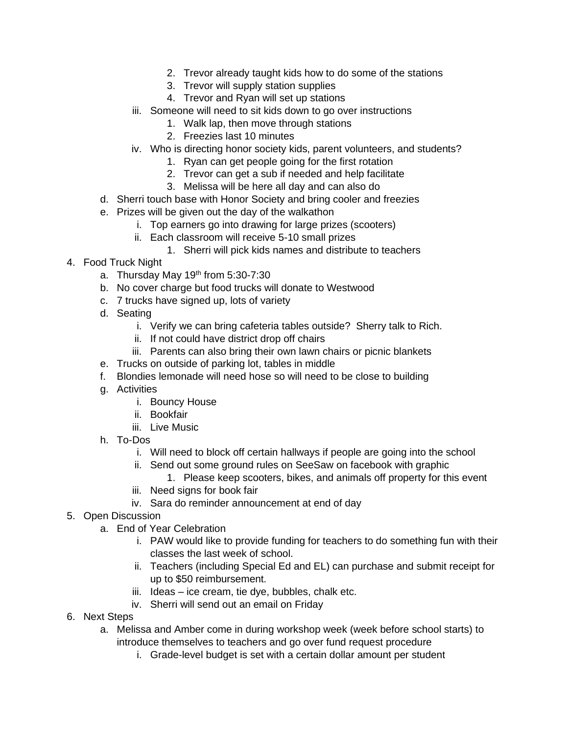2. Trevor already taught kids how to do some of the stations
            3. Trevor will supply station supplies
            4. Trevor and Ryan will set up stations
        iii. Someone will need to sit kids down to go over instructions
            1. Walk lap, then move through stations
            2. Freezies last 10 minutes
        iv. Who is directing honor society kids, parent volunteers, and students?
            1. Ryan can get people going for the first rotation
            2. Trevor can get a sub if needed and help facilitate
            3. Melissa will be here all day and can also do
    d. Sherri touch base with Honor Society and bring cooler and freezies
    e. Prizes will be given out the day of the walkathon
        i. Top earners go into drawing for large prizes (scooters)
        ii. Each classroom will receive 5-10 small prizes
            1. Sherri will pick kids names and distribute to teachers

4. Food Truck Night
    a. Thursday May 19th from 5:30-7:30
    b. No cover charge but food trucks will donate to Westwood
    c. 7 trucks have signed up, lots of variety
    d. Seating
        i. Verify we can bring cafeteria tables outside? Sherry talk to Rich.
        ii. If not could have district drop off chairs
        iii. Parents can also bring their own lawn chairs or picnic blankets
    e. Trucks on outside of parking lot, tables in middle
    f. Blondies lemonade will need hose so will need to be close to building
    g. Activities
        i. Bouncy House
        ii. Bookfair
        iii. Live Music
    h. To-Dos
        i. Will need to block off certain hallways if people are going into the school
        ii. Send out some ground rules on SeeSaw on facebook with graphic
            1. Please keep scooters, bikes, and animals off property for this event
        iii. Need signs for book fair
        iv. Sara do reminder announcement at end of day

5. Open Discussion
    a. End of Year Celebration
        i. PAW would like to provide funding for teachers to do something fun with their classes the last week of school.
        ii. Teachers (including Special Ed and EL) can purchase and submit receipt for up to $50 reimbursement.
        iii. Ideas – ice cream, tie dye, bubbles, chalk etc.
        iv. Sherri will send out an email on Friday

6. Next Steps
    a. Melissa and Amber come in during workshop week (week before school starts) to introduce themselves to teachers and go over fund request procedure
        i. Grade-level budget is set with a certain dollar amount per student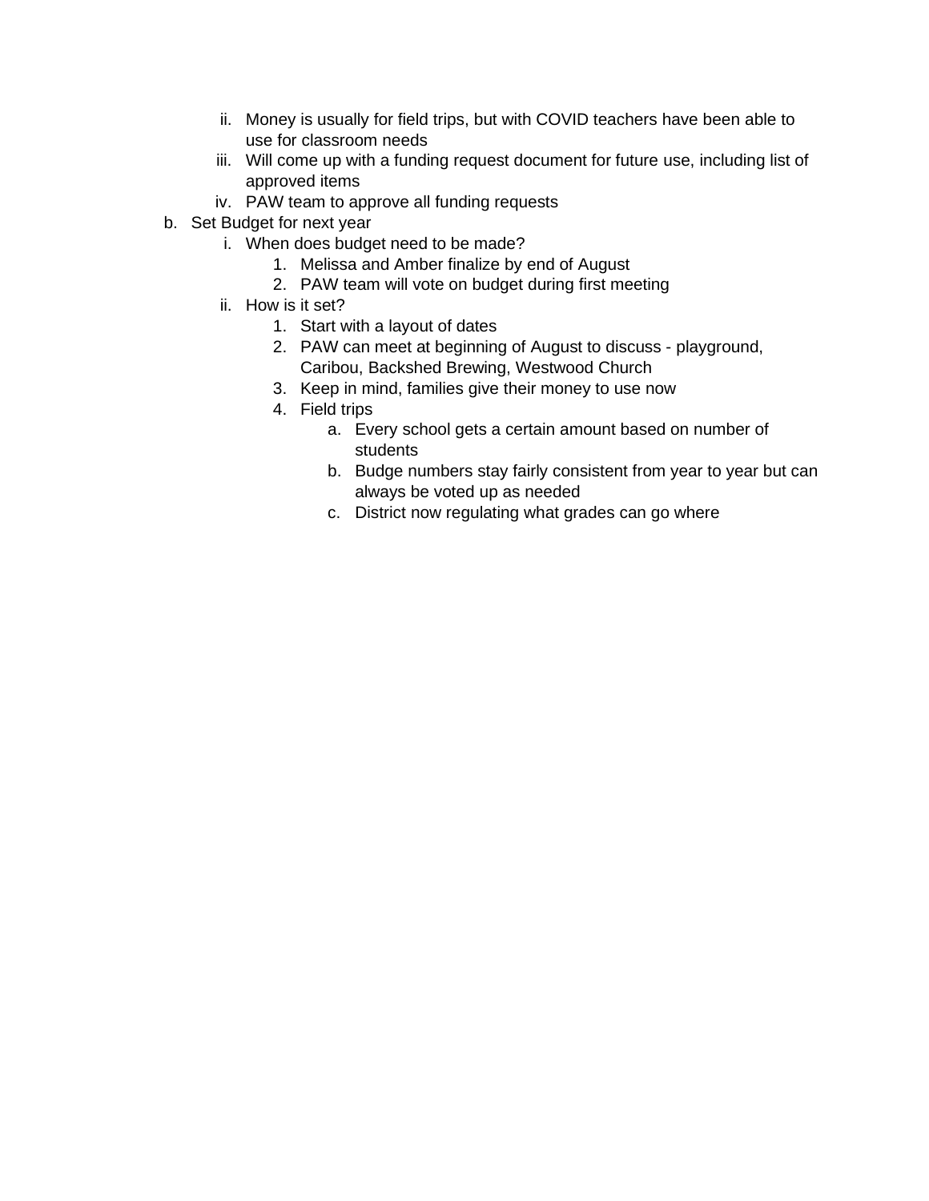ii. Money is usually for field trips, but with COVID teachers have been able to use for classroom needs
   iii. Will come up with a funding request document for future use, including list of approved items
   iv. PAW team to approve all funding requests

b. Set Budget for next year
   i. When does budget need to be made?
      1. Melissa and Amber finalize by end of August
      2. PAW team will vote on budget during first meeting
   ii. How is it set?
      1. Start with a layout of dates
      2. PAW can meet at beginning of August to discuss - playground, Caribou, Backshed Brewing, Westwood Church
      3. Keep in mind, families give their money to use now
      4. Field trips
         a. Every school gets a certain amount based on number of students
         b. Budge numbers stay fairly consistent from year to year but can always be voted up as needed
         c. District now regulating what grades can go where